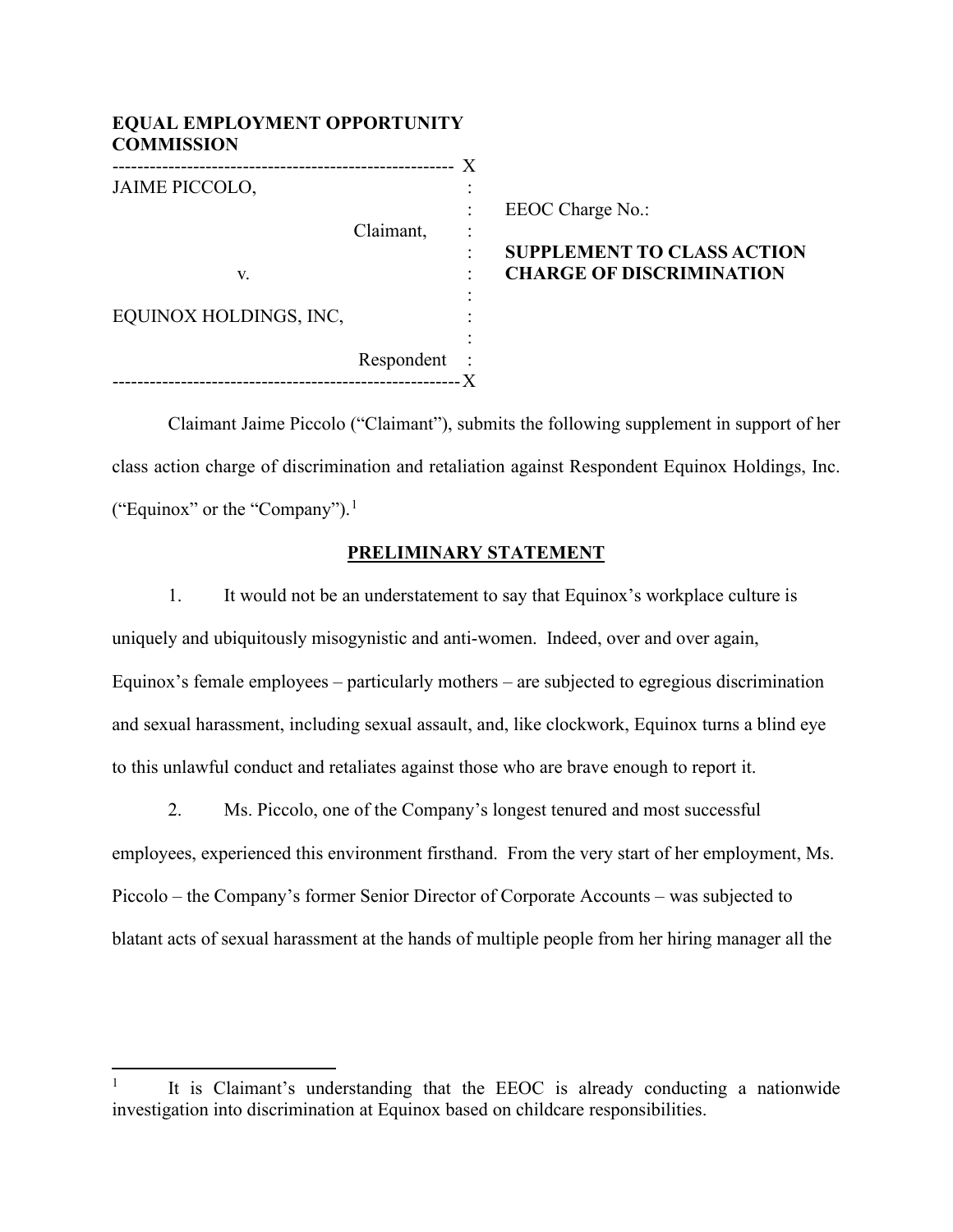**EQUAL EMPLOYMENT OPPORTUNITY COMMISSION**

| | | |
|---|---|---|
| JAIME PICCOLO, Claimant, | | EEOC Charge No.: |
| v. | | **SUPPLEMENT TO CLASS ACTION CHARGE OF DISCRIMINATION** |
| EQUINOX HOLDINGS, INC, Respondent | | |

Claimant Jaime Piccolo ("Claimant"), submits the following supplement in support of her class action charge of discrimination and retaliation against Respondent Equinox Holdings, Inc. ("Equinox" or the "Company").[1]

## PRELIMINARY STATEMENT

1. It would not be an understatement to say that Equinox's workplace culture is uniquely and ubiquitously misogynistic and anti-women. Indeed, over and over again, Equinox's female employees – particularly mothers – are subjected to egregious discrimination and sexual harassment, including sexual assault, and, like clockwork, Equinox turns a blind eye to this unlawful conduct and retaliates against those who are brave enough to report it.

2. Ms. Piccolo, one of the Company's longest tenured and most successful employees, experienced this environment firsthand. From the very start of her employment, Ms. Piccolo – the Company's former Senior Director of Corporate Accounts – was subjected to blatant acts of sexual harassment at the hands of multiple people from her hiring manager all the

---

[1] It is Claimant's understanding that the EEOC is already conducting a nationwide investigation into discrimination at Equinox based on childcare responsibilities.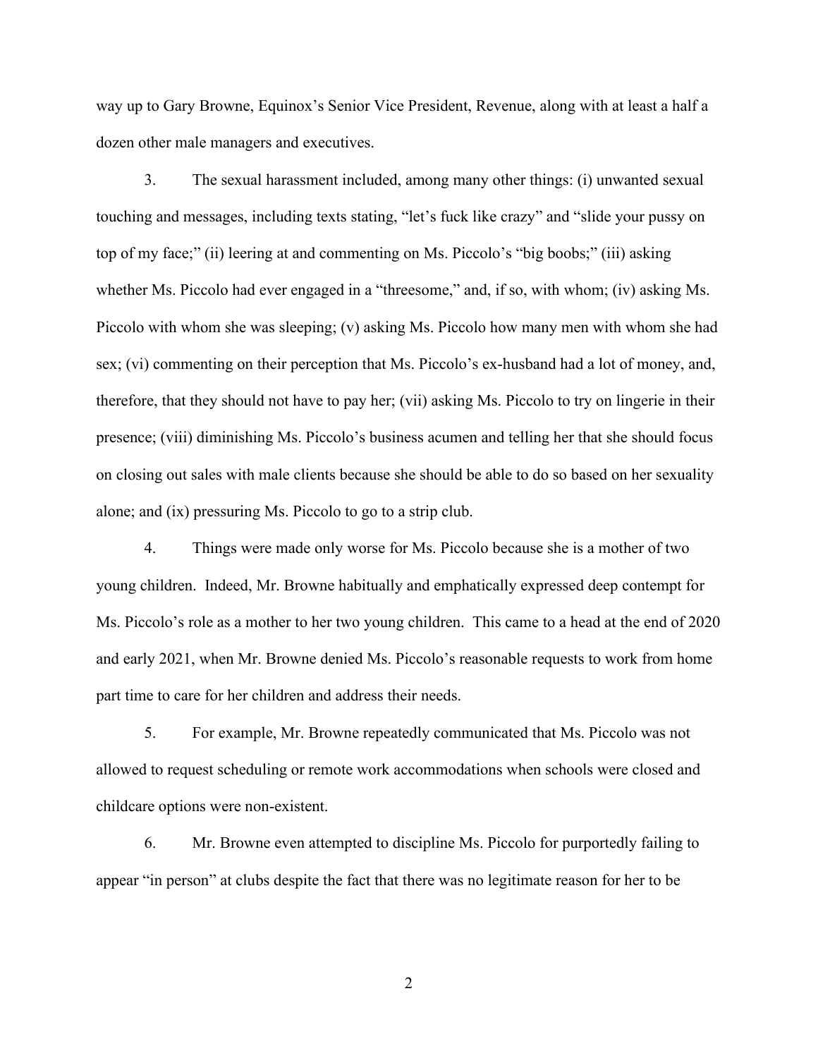way up to Gary Browne, Equinox's Senior Vice President, Revenue, along with at least a half a dozen other male managers and executives.

3. The sexual harassment included, among many other things: (i) unwanted sexual touching and messages, including texts stating, "let's fuck like crazy" and "slide your pussy on top of my face;" (ii) leering at and commenting on Ms. Piccolo's "big boobs;" (iii) asking whether Ms. Piccolo had ever engaged in a "threesome," and, if so, with whom; (iv) asking Ms. Piccolo with whom she was sleeping; (v) asking Ms. Piccolo how many men with whom she had sex; (vi) commenting on their perception that Ms. Piccolo's ex-husband had a lot of money, and, therefore, that they should not have to pay her; (vii) asking Ms. Piccolo to try on lingerie in their presence; (viii) diminishing Ms. Piccolo's business acumen and telling her that she should focus on closing out sales with male clients because she should be able to do so based on her sexuality alone; and (ix) pressuring Ms. Piccolo to go to a strip club.

4. Things were made only worse for Ms. Piccolo because she is a mother of two young children. Indeed, Mr. Browne habitually and emphatically expressed deep contempt for Ms. Piccolo's role as a mother to her two young children. This came to a head at the end of 2020 and early 2021, when Mr. Browne denied Ms. Piccolo's reasonable requests to work from home part time to care for her children and address their needs.

5. For example, Mr. Browne repeatedly communicated that Ms. Piccolo was not allowed to request scheduling or remote work accommodations when schools were closed and childcare options were non-existent.

6. Mr. Browne even attempted to discipline Ms. Piccolo for purportedly failing to appear "in person" at clubs despite the fact that there was no legitimate reason for her to be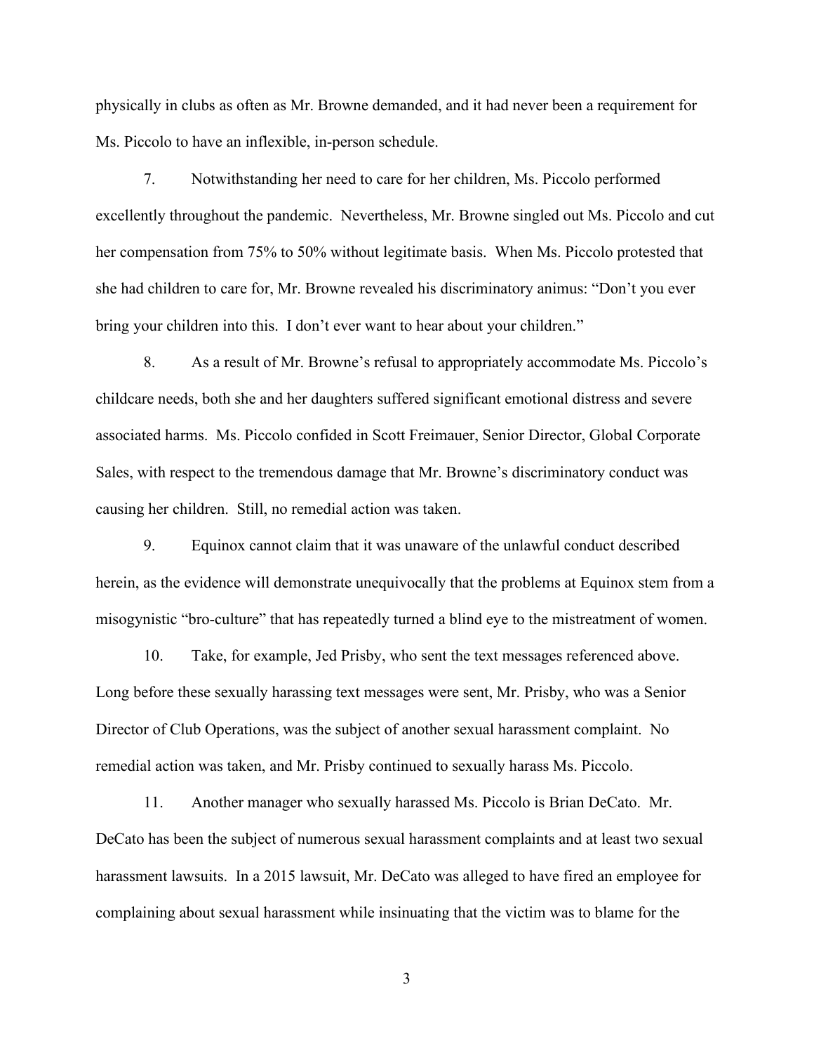physically in clubs as often as Mr. Browne demanded, and it had never been a requirement for Ms. Piccolo to have an inflexible, in-person schedule.

7. Notwithstanding her need to care for her children, Ms. Piccolo performed excellently throughout the pandemic. Nevertheless, Mr. Browne singled out Ms. Piccolo and cut her compensation from 75% to 50% without legitimate basis. When Ms. Piccolo protested that she had children to care for, Mr. Browne revealed his discriminatory animus: "Don't you ever bring your children into this. I don't ever want to hear about your children."

8. As a result of Mr. Browne's refusal to appropriately accommodate Ms. Piccolo's childcare needs, both she and her daughters suffered significant emotional distress and severe associated harms. Ms. Piccolo confided in Scott Freimauer, Senior Director, Global Corporate Sales, with respect to the tremendous damage that Mr. Browne's discriminatory conduct was causing her children. Still, no remedial action was taken.

9. Equinox cannot claim that it was unaware of the unlawful conduct described herein, as the evidence will demonstrate unequivocally that the problems at Equinox stem from a misogynistic "bro-culture" that has repeatedly turned a blind eye to the mistreatment of women.

10. Take, for example, Jed Prisby, who sent the text messages referenced above. Long before these sexually harassing text messages were sent, Mr. Prisby, who was a Senior Director of Club Operations, was the subject of another sexual harassment complaint. No remedial action was taken, and Mr. Prisby continued to sexually harass Ms. Piccolo.

11. Another manager who sexually harassed Ms. Piccolo is Brian DeCato. Mr. DeCato has been the subject of numerous sexual harassment complaints and at least two sexual harassment lawsuits. In a 2015 lawsuit, Mr. DeCato was alleged to have fired an employee for complaining about sexual harassment while insinuating that the victim was to blame for the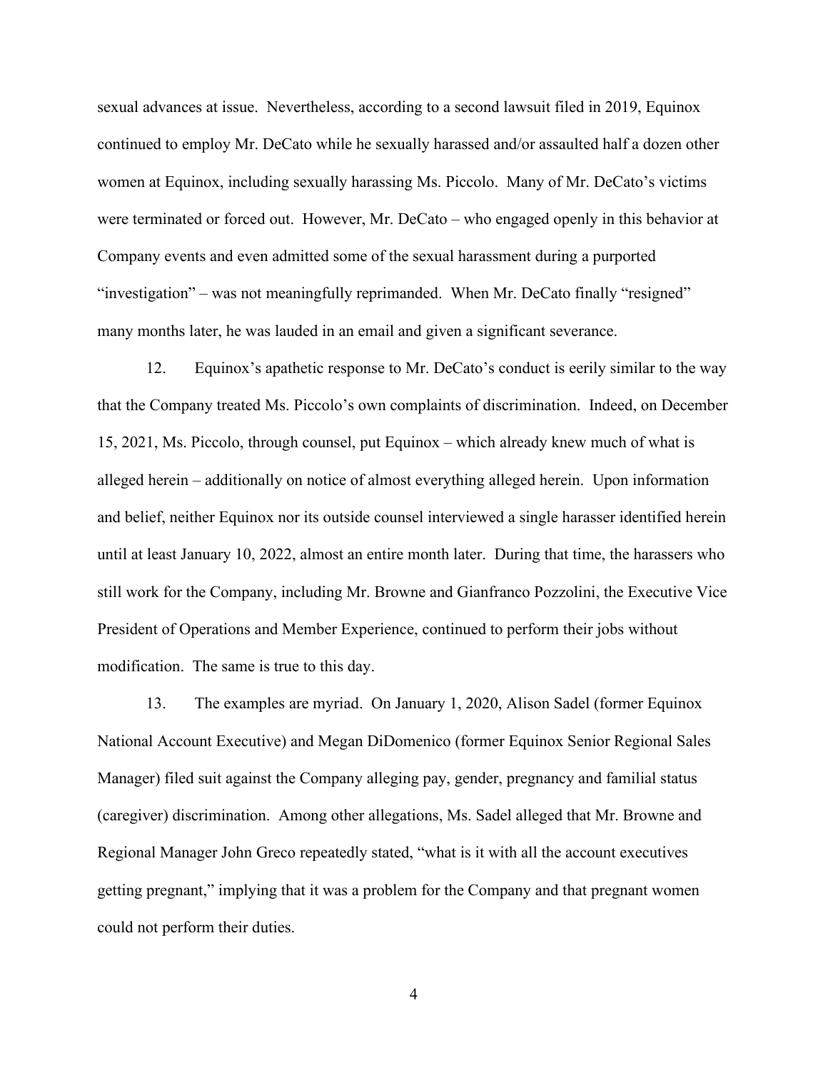sexual advances at issue. Nevertheless, according to a second lawsuit filed in 2019, Equinox continued to employ Mr. DeCato while he sexually harassed and/or assaulted half a dozen other women at Equinox, including sexually harassing Ms. Piccolo. Many of Mr. DeCato's victims were terminated or forced out. However, Mr. DeCato – who engaged openly in this behavior at Company events and even admitted some of the sexual harassment during a purported "investigation" – was not meaningfully reprimanded. When Mr. DeCato finally "resigned" many months later, he was lauded in an email and given a significant severance.

12. Equinox's apathetic response to Mr. DeCato's conduct is eerily similar to the way that the Company treated Ms. Piccolo's own complaints of discrimination. Indeed, on December 15, 2021, Ms. Piccolo, through counsel, put Equinox – which already knew much of what is alleged herein – additionally on notice of almost everything alleged herein. Upon information and belief, neither Equinox nor its outside counsel interviewed a single harasser identified herein until at least January 10, 2022, almost an entire month later. During that time, the harassers who still work for the Company, including Mr. Browne and Gianfranco Pozzolini, the Executive Vice President of Operations and Member Experience, continued to perform their jobs without modification. The same is true to this day.

13. The examples are myriad. On January 1, 2020, Alison Sadel (former Equinox National Account Executive) and Megan DiDomenico (former Equinox Senior Regional Sales Manager) filed suit against the Company alleging pay, gender, pregnancy and familial status (caregiver) discrimination. Among other allegations, Ms. Sadel alleged that Mr. Browne and Regional Manager John Greco repeatedly stated, "what is it with all the account executives getting pregnant," implying that it was a problem for the Company and that pregnant women could not perform their duties.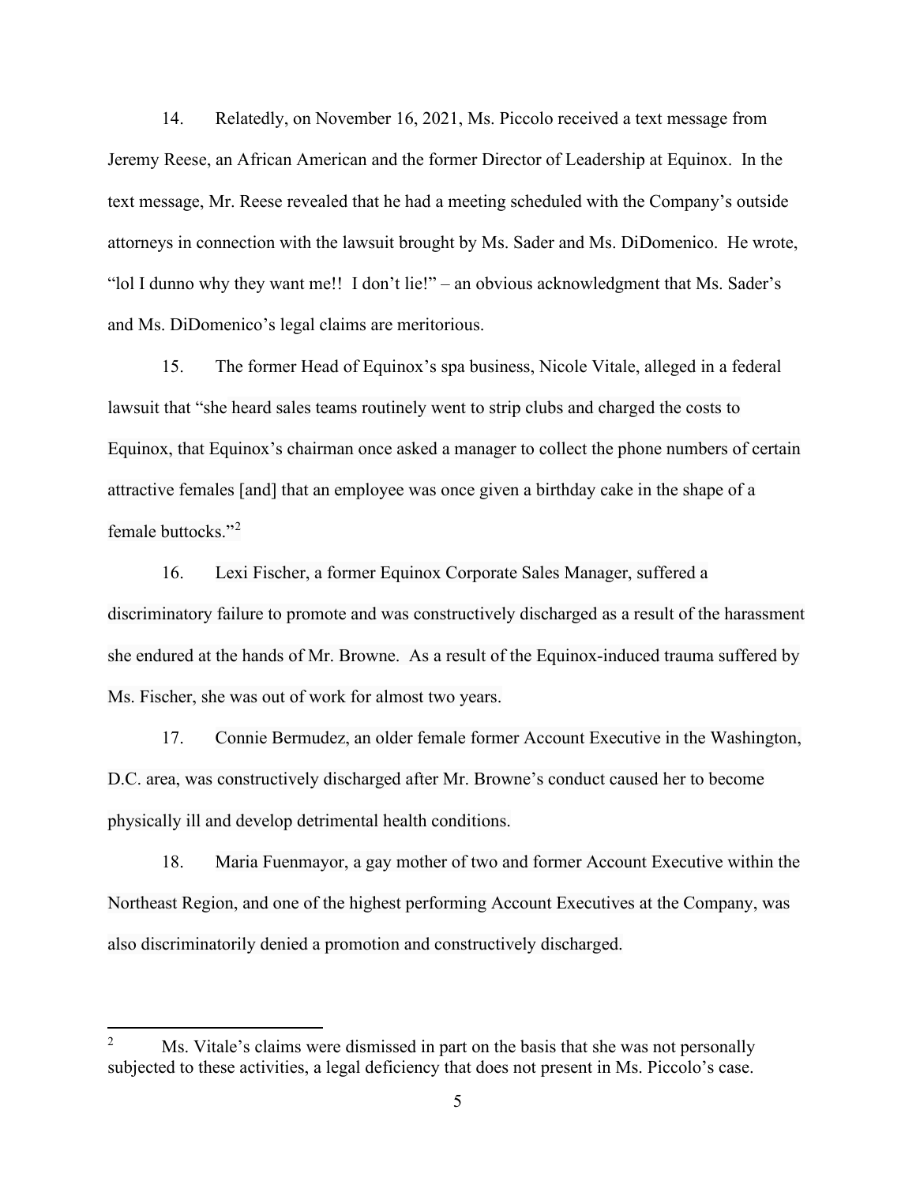14. Relatedly, on November 16, 2021, Ms. Piccolo received a text message from Jeremy Reese, an African American and the former Director of Leadership at Equinox. In the text message, Mr. Reese revealed that he had a meeting scheduled with the Company's outside attorneys in connection with the lawsuit brought by Ms. Sader and Ms. DiDomenico. He wrote, "lol I dunno why they want me!! I don't lie!" – an obvious acknowledgment that Ms. Sader's and Ms. DiDomenico's legal claims are meritorious.

15. The former Head of Equinox's spa business, Nicole Vitale, alleged in a federal lawsuit that "she heard sales teams routinely went to strip clubs and charged the costs to Equinox, that Equinox's chairman once asked a manager to collect the phone numbers of certain attractive females [and] that an employee was once given a birthday cake in the shape of a female buttocks."[2]

16. Lexi Fischer, a former Equinox Corporate Sales Manager, suffered a discriminatory failure to promote and was constructively discharged as a result of the harassment she endured at the hands of Mr. Browne. As a result of the Equinox-induced trauma suffered by Ms. Fischer, she was out of work for almost two years.

17. Connie Bermudez, an older female former Account Executive in the Washington, D.C. area, was constructively discharged after Mr. Browne's conduct caused her to become physically ill and develop detrimental health conditions.

18. Maria Fuenmayor, a gay mother of two and former Account Executive within the Northeast Region, and one of the highest performing Account Executives at the Company, was also discriminatorily denied a promotion and constructively discharged.

---

[2] Ms. Vitale's claims were dismissed in part on the basis that she was not personally subjected to these activities, a legal deficiency that does not present in Ms. Piccolo's case.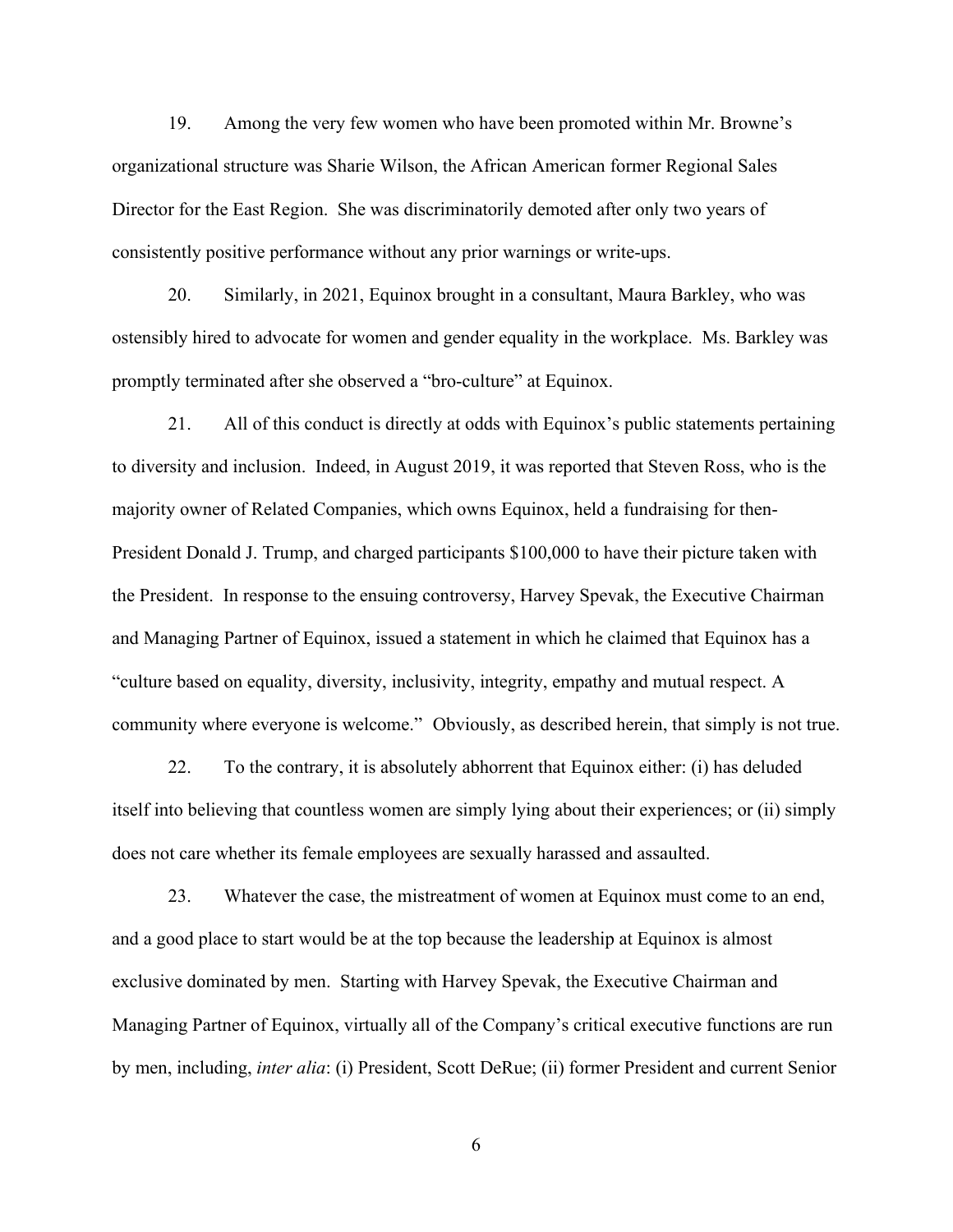19. Among the very few women who have been promoted within Mr. Browne's organizational structure was Sharie Wilson, the African American former Regional Sales Director for the East Region. She was discriminatorily demoted after only two years of consistently positive performance without any prior warnings or write-ups.

20. Similarly, in 2021, Equinox brought in a consultant, Maura Barkley, who was ostensibly hired to advocate for women and gender equality in the workplace. Ms. Barkley was promptly terminated after she observed a "bro-culture" at Equinox.

21. All of this conduct is directly at odds with Equinox's public statements pertaining to diversity and inclusion. Indeed, in August 2019, it was reported that Steven Ross, who is the majority owner of Related Companies, which owns Equinox, held a fundraising for then-President Donald J. Trump, and charged participants $100,000 to have their picture taken with the President. In response to the ensuing controversy, Harvey Spevak, the Executive Chairman and Managing Partner of Equinox, issued a statement in which he claimed that Equinox has a "culture based on equality, diversity, inclusivity, integrity, empathy and mutual respect. A community where everyone is welcome." Obviously, as described herein, that simply is not true.

22. To the contrary, it is absolutely abhorrent that Equinox either: (i) has deluded itself into believing that countless women are simply lying about their experiences; or (ii) simply does not care whether its female employees are sexually harassed and assaulted.

23. Whatever the case, the mistreatment of women at Equinox must come to an end, and a good place to start would be at the top because the leadership at Equinox is almost exclusive dominated by men. Starting with Harvey Spevak, the Executive Chairman and Managing Partner of Equinox, virtually all of the Company's critical executive functions are run by men, including, *inter alia*: (i) President, Scott DeRue; (ii) former President and current Senior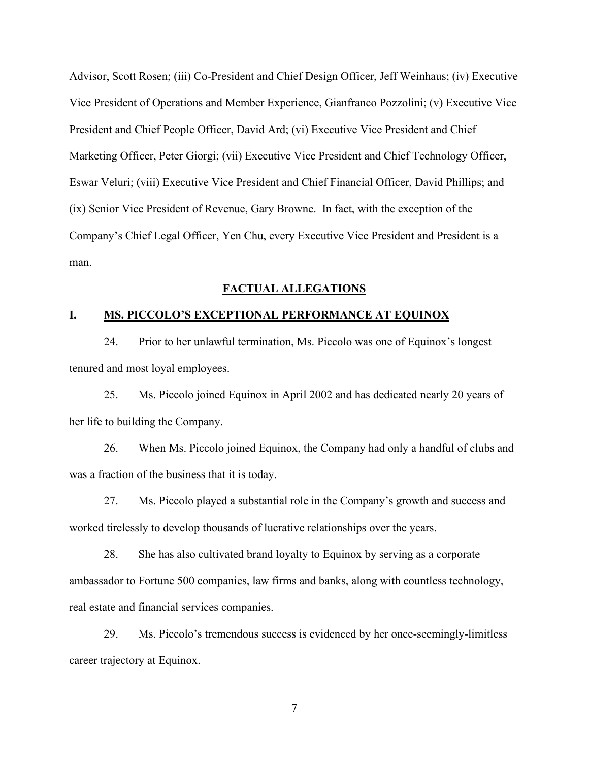Advisor, Scott Rosen; (iii) Co-President and Chief Design Officer, Jeff Weinhaus; (iv) Executive Vice President of Operations and Member Experience, Gianfranco Pozzolini; (v) Executive Vice President and Chief People Officer, David Ard; (vi) Executive Vice President and Chief Marketing Officer, Peter Giorgi; (vii) Executive Vice President and Chief Technology Officer, Eswar Veluri; (viii) Executive Vice President and Chief Financial Officer, David Phillips; and (ix) Senior Vice President of Revenue, Gary Browne. In fact, with the exception of the Company's Chief Legal Officer, Yen Chu, every Executive Vice President and President is a man.

## FACTUAL ALLEGATIONS

### I. MS. PICCOLO'S EXCEPTIONAL PERFORMANCE AT EQUINOX

24. Prior to her unlawful termination, Ms. Piccolo was one of Equinox's longest tenured and most loyal employees.

25. Ms. Piccolo joined Equinox in April 2002 and has dedicated nearly 20 years of her life to building the Company.

26. When Ms. Piccolo joined Equinox, the Company had only a handful of clubs and was a fraction of the business that it is today.

27. Ms. Piccolo played a substantial role in the Company's growth and success and worked tirelessly to develop thousands of lucrative relationships over the years.

28. She has also cultivated brand loyalty to Equinox by serving as a corporate ambassador to Fortune 500 companies, law firms and banks, along with countless technology, real estate and financial services companies.

29. Ms. Piccolo's tremendous success is evidenced by her once-seemingly-limitless career trajectory at Equinox.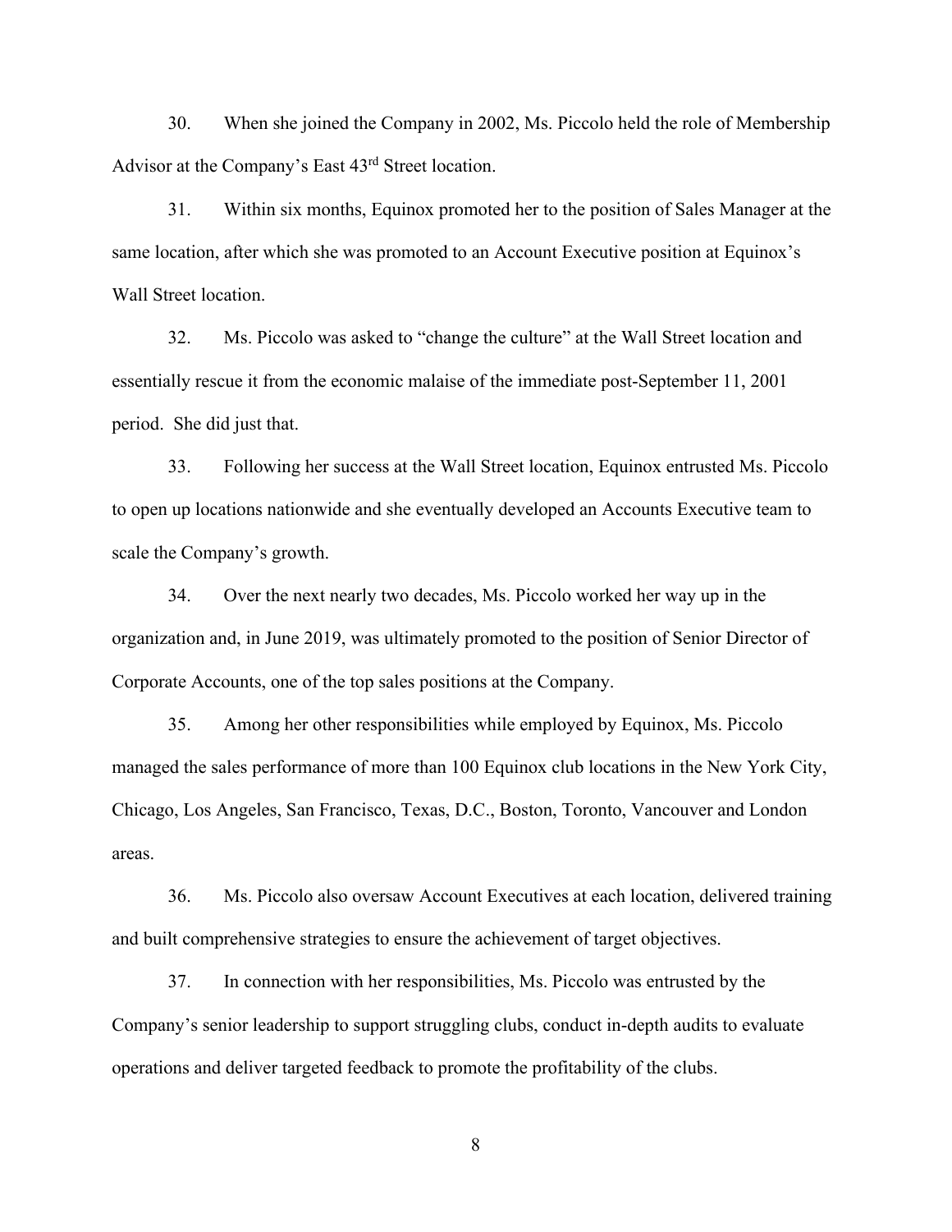30. When she joined the Company in 2002, Ms. Piccolo held the role of Membership Advisor at the Company's East 43rd Street location.

31. Within six months, Equinox promoted her to the position of Sales Manager at the same location, after which she was promoted to an Account Executive position at Equinox's Wall Street location.

32. Ms. Piccolo was asked to "change the culture" at the Wall Street location and essentially rescue it from the economic malaise of the immediate post-September 11, 2001 period. She did just that.

33. Following her success at the Wall Street location, Equinox entrusted Ms. Piccolo to open up locations nationwide and she eventually developed an Accounts Executive team to scale the Company's growth.

34. Over the next nearly two decades, Ms. Piccolo worked her way up in the organization and, in June 2019, was ultimately promoted to the position of Senior Director of Corporate Accounts, one of the top sales positions at the Company.

35. Among her other responsibilities while employed by Equinox, Ms. Piccolo managed the sales performance of more than 100 Equinox club locations in the New York City, Chicago, Los Angeles, San Francisco, Texas, D.C., Boston, Toronto, Vancouver and London areas.

36. Ms. Piccolo also oversaw Account Executives at each location, delivered training and built comprehensive strategies to ensure the achievement of target objectives.

37. In connection with her responsibilities, Ms. Piccolo was entrusted by the Company's senior leadership to support struggling clubs, conduct in-depth audits to evaluate operations and deliver targeted feedback to promote the profitability of the clubs.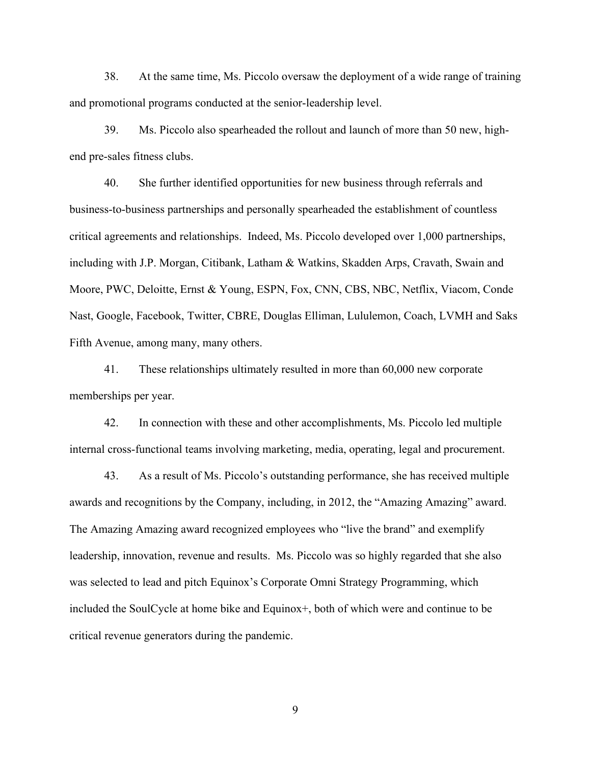38. At the same time, Ms. Piccolo oversaw the deployment of a wide range of training and promotional programs conducted at the senior-leadership level.

39. Ms. Piccolo also spearheaded the rollout and launch of more than 50 new, high-end pre-sales fitness clubs.

40. She further identified opportunities for new business through referrals and business-to-business partnerships and personally spearheaded the establishment of countless critical agreements and relationships. Indeed, Ms. Piccolo developed over 1,000 partnerships, including with J.P. Morgan, Citibank, Latham & Watkins, Skadden Arps, Cravath, Swain and Moore, PWC, Deloitte, Ernst & Young, ESPN, Fox, CNN, CBS, NBC, Netflix, Viacom, Conde Nast, Google, Facebook, Twitter, CBRE, Douglas Elliman, Lululemon, Coach, LVMH and Saks Fifth Avenue, among many, many others.

41. These relationships ultimately resulted in more than 60,000 new corporate memberships per year.

42. In connection with these and other accomplishments, Ms. Piccolo led multiple internal cross-functional teams involving marketing, media, operating, legal and procurement.

43. As a result of Ms. Piccolo's outstanding performance, she has received multiple awards and recognitions by the Company, including, in 2012, the "Amazing Amazing" award. The Amazing Amazing award recognized employees who "live the brand" and exemplify leadership, innovation, revenue and results. Ms. Piccolo was so highly regarded that she also was selected to lead and pitch Equinox's Corporate Omni Strategy Programming, which included the SoulCycle at home bike and Equinox+, both of which were and continue to be critical revenue generators during the pandemic.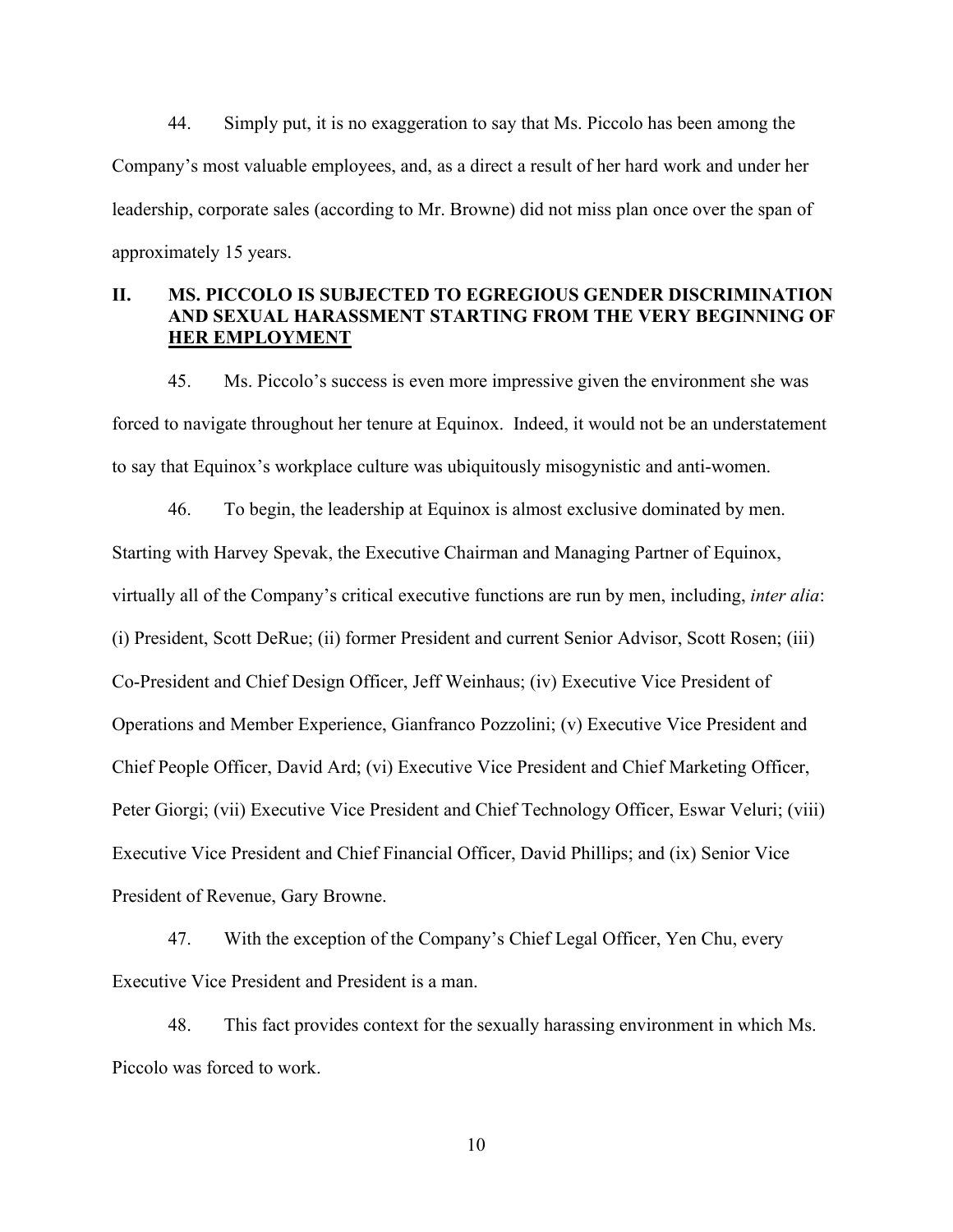44. Simply put, it is no exaggeration to say that Ms. Piccolo has been among the Company's most valuable employees, and, as a direct a result of her hard work and under her leadership, corporate sales (according to Mr. Browne) did not miss plan once over the span of approximately 15 years.

## II. MS. PICCOLO IS SUBJECTED TO EGREGIOUS GENDER DISCRIMINATION AND SEXUAL HARASSMENT STARTING FROM THE VERY BEGINNING OF HER EMPLOYMENT

45. Ms. Piccolo's success is even more impressive given the environment she was forced to navigate throughout her tenure at Equinox. Indeed, it would not be an understatement to say that Equinox's workplace culture was ubiquitously misogynistic and anti-women.

46. To begin, the leadership at Equinox is almost exclusive dominated by men. Starting with Harvey Spevak, the Executive Chairman and Managing Partner of Equinox, virtually all of the Company's critical executive functions are run by men, including, *inter alia*: (i) President, Scott DeRue; (ii) former President and current Senior Advisor, Scott Rosen; (iii) Co-President and Chief Design Officer, Jeff Weinhaus; (iv) Executive Vice President of Operations and Member Experience, Gianfranco Pozzolini; (v) Executive Vice President and Chief People Officer, David Ard; (vi) Executive Vice President and Chief Marketing Officer, Peter Giorgi; (vii) Executive Vice President and Chief Technology Officer, Eswar Veluri; (viii) Executive Vice President and Chief Financial Officer, David Phillips; and (ix) Senior Vice President of Revenue, Gary Browne.

47. With the exception of the Company's Chief Legal Officer, Yen Chu, every Executive Vice President and President is a man.

48. This fact provides context for the sexually harassing environment in which Ms. Piccolo was forced to work.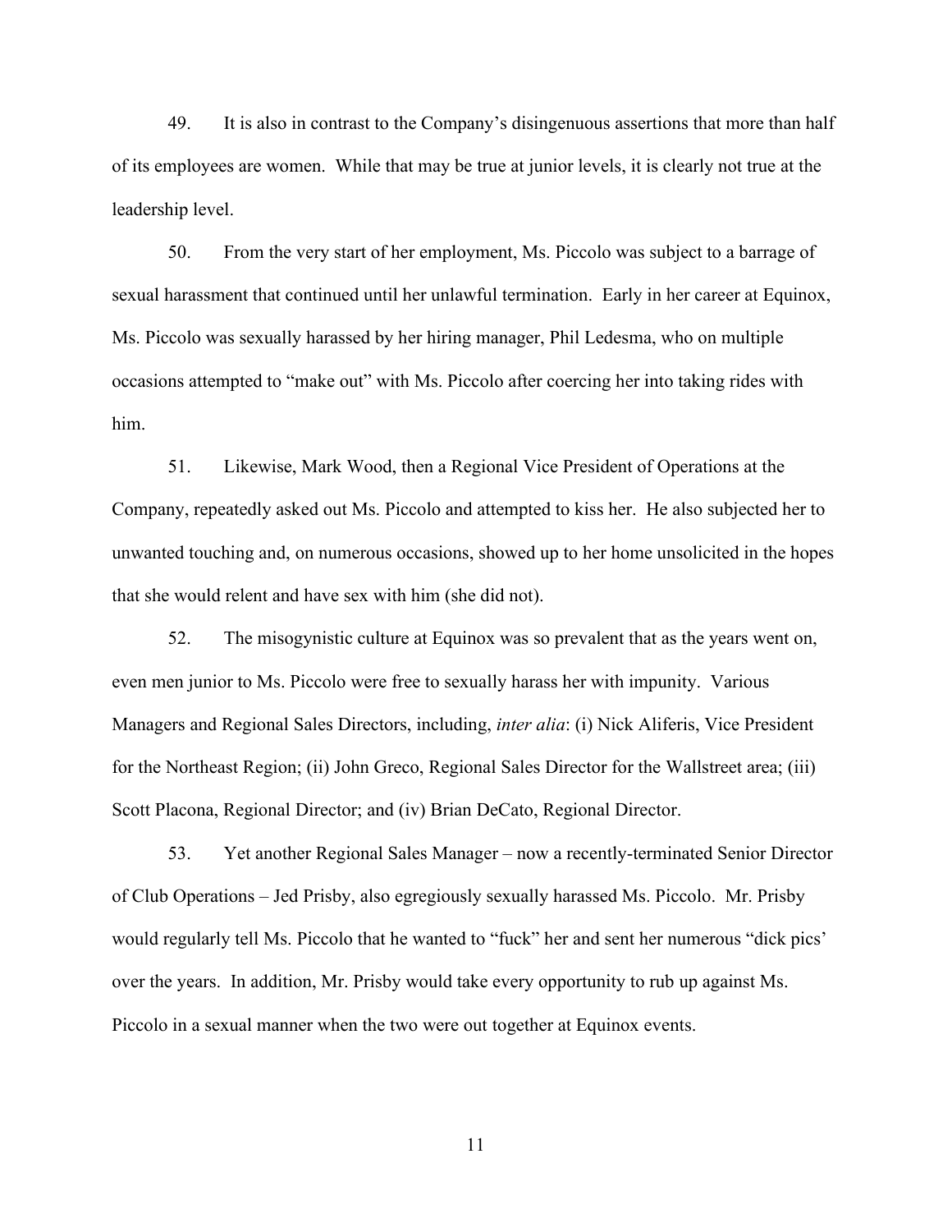49. It is also in contrast to the Company's disingenuous assertions that more than half of its employees are women. While that may be true at junior levels, it is clearly not true at the leadership level.

50. From the very start of her employment, Ms. Piccolo was subject to a barrage of sexual harassment that continued until her unlawful termination. Early in her career at Equinox, Ms. Piccolo was sexually harassed by her hiring manager, Phil Ledesma, who on multiple occasions attempted to "make out" with Ms. Piccolo after coercing her into taking rides with him.

51. Likewise, Mark Wood, then a Regional Vice President of Operations at the Company, repeatedly asked out Ms. Piccolo and attempted to kiss her. He also subjected her to unwanted touching and, on numerous occasions, showed up to her home unsolicited in the hopes that she would relent and have sex with him (she did not).

52. The misogynistic culture at Equinox was so prevalent that as the years went on, even men junior to Ms. Piccolo were free to sexually harass her with impunity. Various Managers and Regional Sales Directors, including, *inter alia*: (i) Nick Aliferis, Vice President for the Northeast Region; (ii) John Greco, Regional Sales Director for the Wallstreet area; (iii) Scott Placona, Regional Director; and (iv) Brian DeCato, Regional Director.

53. Yet another Regional Sales Manager – now a recently-terminated Senior Director of Club Operations – Jed Prisby, also egregiously sexually harassed Ms. Piccolo. Mr. Prisby would regularly tell Ms. Piccolo that he wanted to "fuck" her and sent her numerous "dick pics' over the years. In addition, Mr. Prisby would take every opportunity to rub up against Ms. Piccolo in a sexual manner when the two were out together at Equinox events.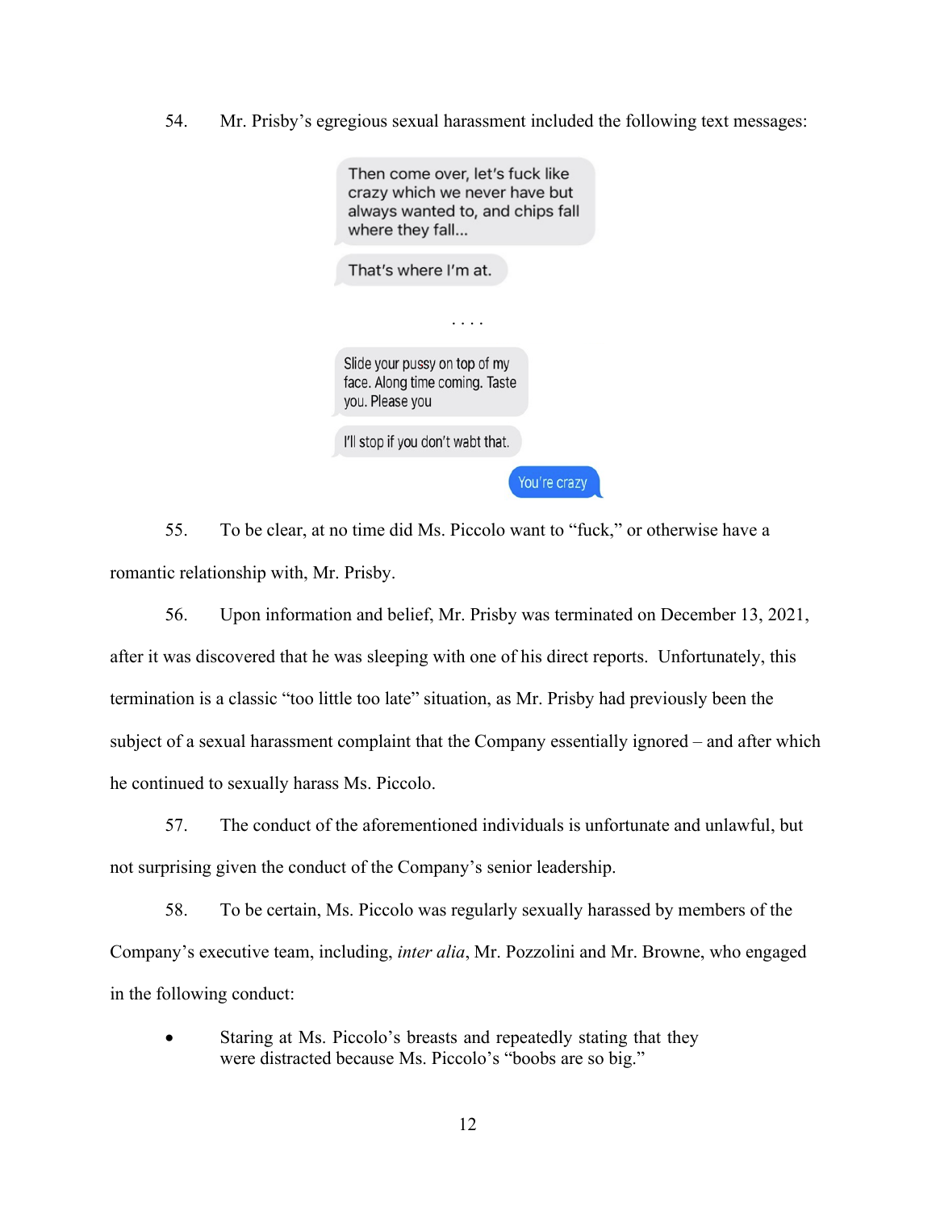54. Mr. Prisby's egregious sexual harassment included the following text messages:

> Then come over, let's fuck like crazy which we never have but always wanted to, and chips fall where they fall...
>
> That's where I'm at.
>
> . . . .
>
> Slide your pussy on top of my face. Along time coming. Taste you. Please you
>
> I'll stop if you don't wabt that.
>
> You're crazy

55. To be clear, at no time did Ms. Piccolo want to "fuck," or otherwise have a romantic relationship with, Mr. Prisby.

56. Upon information and belief, Mr. Prisby was terminated on December 13, 2021, after it was discovered that he was sleeping with one of his direct reports. Unfortunately, this termination is a classic "too little too late" situation, as Mr. Prisby had previously been the subject of a sexual harassment complaint that the Company essentially ignored – and after which he continued to sexually harass Ms. Piccolo.

57. The conduct of the aforementioned individuals is unfortunate and unlawful, but not surprising given the conduct of the Company's senior leadership.

58. To be certain, Ms. Piccolo was regularly sexually harassed by members of the Company's executive team, including, *inter alia*, Mr. Pozzolini and Mr. Browne, who engaged in the following conduct:

- Staring at Ms. Piccolo's breasts and repeatedly stating that they were distracted because Ms. Piccolo's "boobs are so big."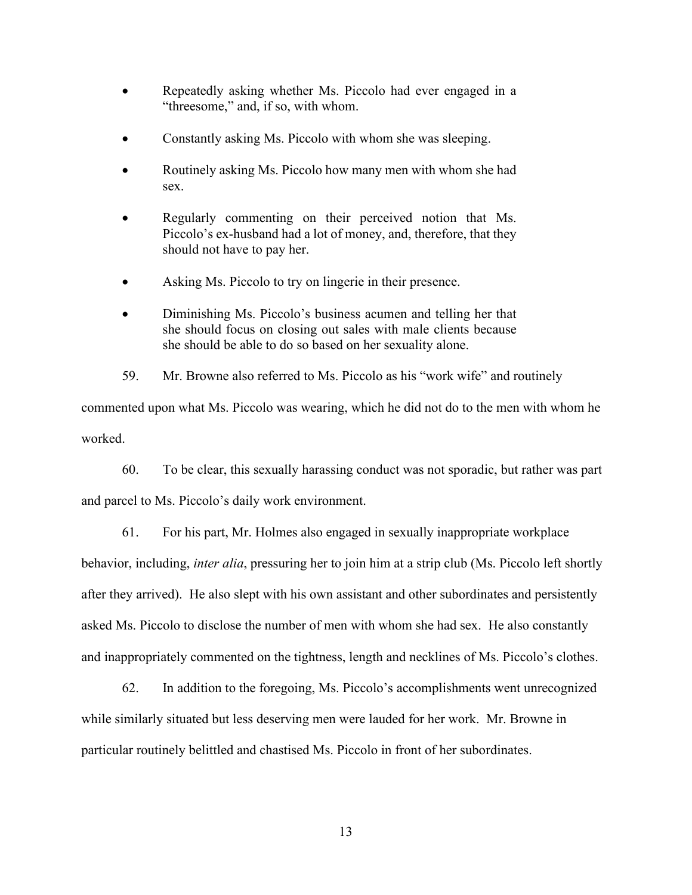- Repeatedly asking whether Ms. Piccolo had ever engaged in a "threesome," and, if so, with whom.
- Constantly asking Ms. Piccolo with whom she was sleeping.
- Routinely asking Ms. Piccolo how many men with whom she had sex.
- Regularly commenting on their perceived notion that Ms. Piccolo's ex-husband had a lot of money, and, therefore, that they should not have to pay her.
- Asking Ms. Piccolo to try on lingerie in their presence.
- Diminishing Ms. Piccolo's business acumen and telling her that she should focus on closing out sales with male clients because she should be able to do so based on her sexuality alone.

59. Mr. Browne also referred to Ms. Piccolo as his "work wife" and routinely commented upon what Ms. Piccolo was wearing, which he did not do to the men with whom he worked.

60. To be clear, this sexually harassing conduct was not sporadic, but rather was part and parcel to Ms. Piccolo's daily work environment.

61. For his part, Mr. Holmes also engaged in sexually inappropriate workplace behavior, including, *inter alia*, pressuring her to join him at a strip club (Ms. Piccolo left shortly after they arrived). He also slept with his own assistant and other subordinates and persistently asked Ms. Piccolo to disclose the number of men with whom she had sex. He also constantly and inappropriately commented on the tightness, length and necklines of Ms. Piccolo's clothes.

62. In addition to the foregoing, Ms. Piccolo's accomplishments went unrecognized while similarly situated but less deserving men were lauded for her work. Mr. Browne in particular routinely belittled and chastised Ms. Piccolo in front of her subordinates.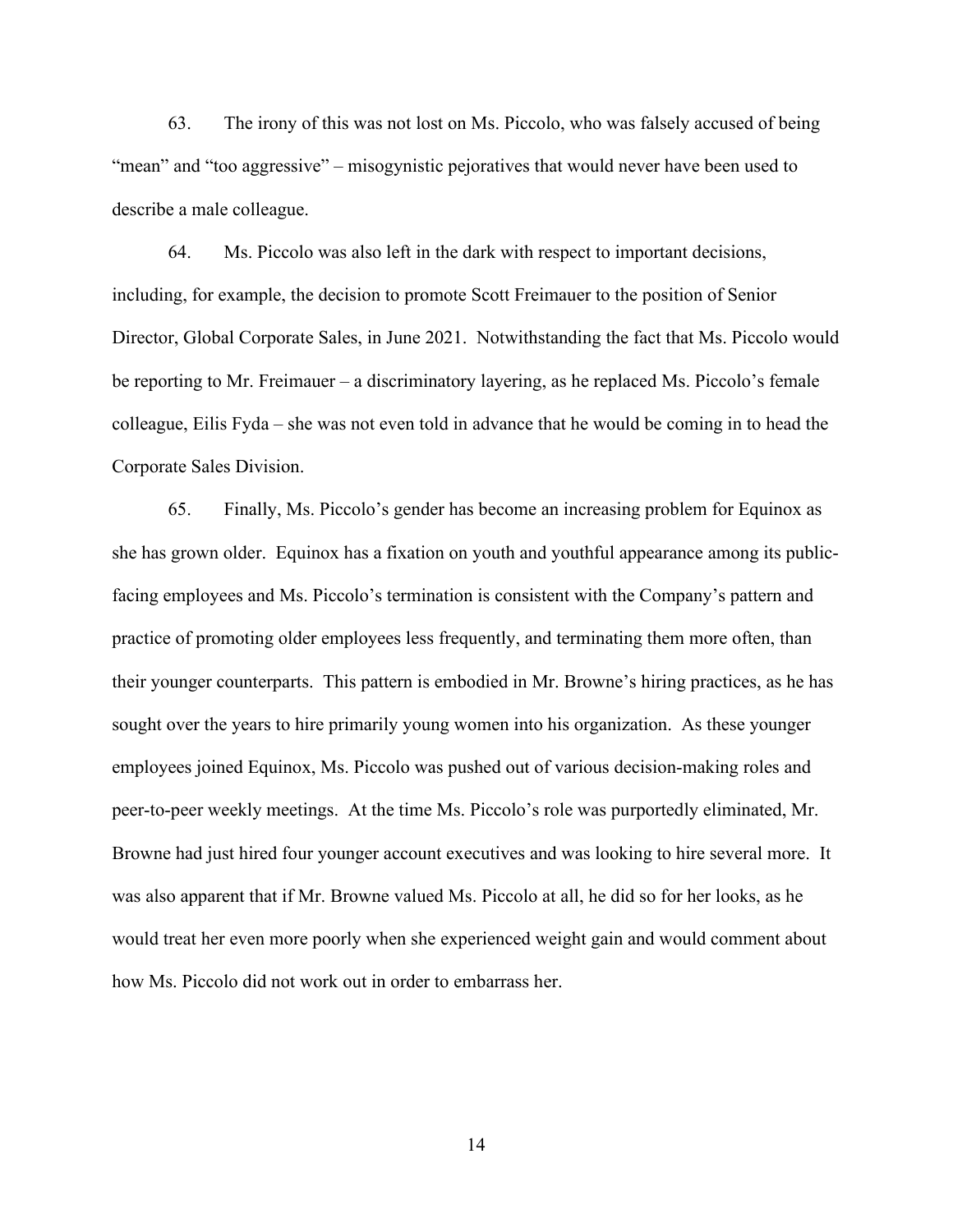63. The irony of this was not lost on Ms. Piccolo, who was falsely accused of being "mean" and "too aggressive" – misogynistic pejoratives that would never have been used to describe a male colleague.

64. Ms. Piccolo was also left in the dark with respect to important decisions, including, for example, the decision to promote Scott Freimauer to the position of Senior Director, Global Corporate Sales, in June 2021. Notwithstanding the fact that Ms. Piccolo would be reporting to Mr. Freimauer – a discriminatory layering, as he replaced Ms. Piccolo's female colleague, Eilis Fyda – she was not even told in advance that he would be coming in to head the Corporate Sales Division.

65. Finally, Ms. Piccolo's gender has become an increasing problem for Equinox as she has grown older. Equinox has a fixation on youth and youthful appearance among its public-facing employees and Ms. Piccolo's termination is consistent with the Company's pattern and practice of promoting older employees less frequently, and terminating them more often, than their younger counterparts. This pattern is embodied in Mr. Browne's hiring practices, as he has sought over the years to hire primarily young women into his organization. As these younger employees joined Equinox, Ms. Piccolo was pushed out of various decision-making roles and peer-to-peer weekly meetings. At the time Ms. Piccolo's role was purportedly eliminated, Mr. Browne had just hired four younger account executives and was looking to hire several more. It was also apparent that if Mr. Browne valued Ms. Piccolo at all, he did so for her looks, as he would treat her even more poorly when she experienced weight gain and would comment about how Ms. Piccolo did not work out in order to embarrass her.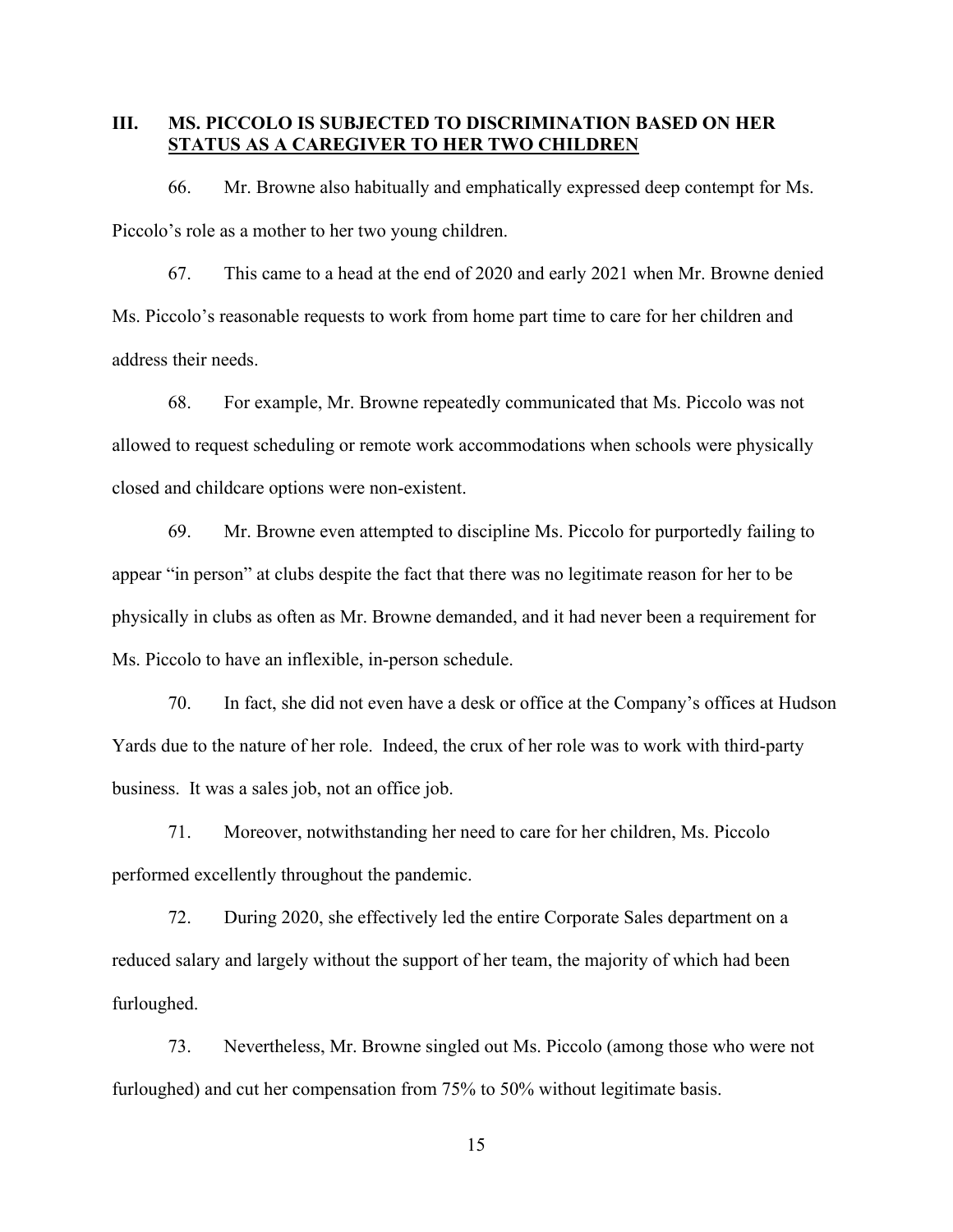## III. MS. PICCOLO IS SUBJECTED TO DISCRIMINATION BASED ON HER STATUS AS A CAREGIVER TO HER TWO CHILDREN

66. Mr. Browne also habitually and emphatically expressed deep contempt for Ms. Piccolo's role as a mother to her two young children.

67. This came to a head at the end of 2020 and early 2021 when Mr. Browne denied Ms. Piccolo's reasonable requests to work from home part time to care for her children and address their needs.

68. For example, Mr. Browne repeatedly communicated that Ms. Piccolo was not allowed to request scheduling or remote work accommodations when schools were physically closed and childcare options were non-existent.

69. Mr. Browne even attempted to discipline Ms. Piccolo for purportedly failing to appear "in person" at clubs despite the fact that there was no legitimate reason for her to be physically in clubs as often as Mr. Browne demanded, and it had never been a requirement for Ms. Piccolo to have an inflexible, in-person schedule.

70. In fact, she did not even have a desk or office at the Company's offices at Hudson Yards due to the nature of her role. Indeed, the crux of her role was to work with third-party business. It was a sales job, not an office job.

71. Moreover, notwithstanding her need to care for her children, Ms. Piccolo performed excellently throughout the pandemic.

72. During 2020, she effectively led the entire Corporate Sales department on a reduced salary and largely without the support of her team, the majority of which had been furloughed.

73. Nevertheless, Mr. Browne singled out Ms. Piccolo (among those who were not furloughed) and cut her compensation from 75% to 50% without legitimate basis.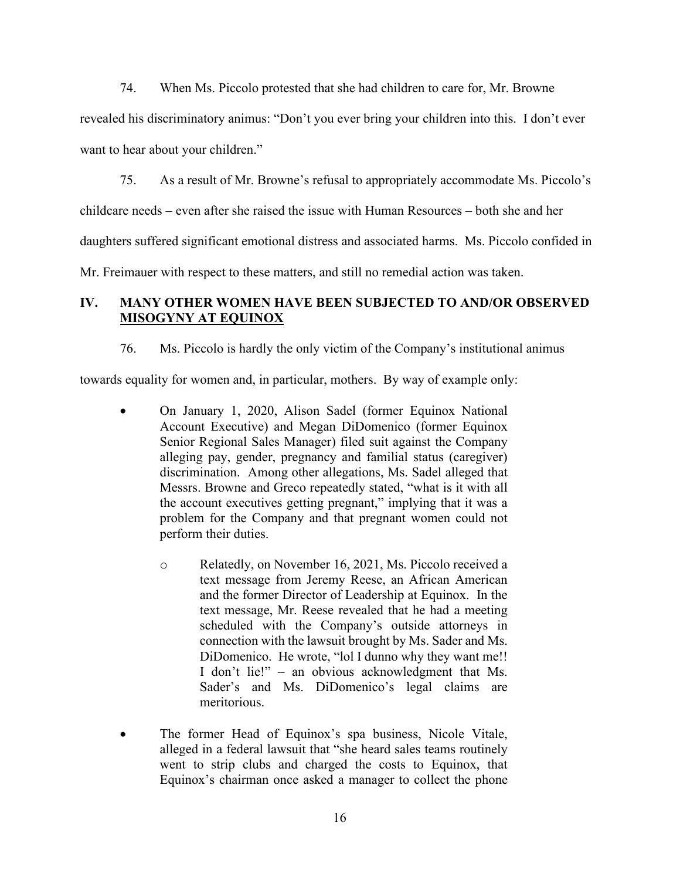74. When Ms. Piccolo protested that she had children to care for, Mr. Browne revealed his discriminatory animus: "Don't you ever bring your children into this. I don't ever want to hear about your children."

75. As a result of Mr. Browne's refusal to appropriately accommodate Ms. Piccolo's childcare needs – even after she raised the issue with Human Resources – both she and her daughters suffered significant emotional distress and associated harms. Ms. Piccolo confided in Mr. Freimauer with respect to these matters, and still no remedial action was taken.

## IV. MANY OTHER WOMEN HAVE BEEN SUBJECTED TO AND/OR OBSERVED MISOGYNY AT EQUINOX

76. Ms. Piccolo is hardly the only victim of the Company's institutional animus towards equality for women and, in particular, mothers. By way of example only:

- On January 1, 2020, Alison Sadel (former Equinox National Account Executive) and Megan DiDomenico (former Equinox Senior Regional Sales Manager) filed suit against the Company alleging pay, gender, pregnancy and familial status (caregiver) discrimination. Among other allegations, Ms. Sadel alleged that Messrs. Browne and Greco repeatedly stated, "what is it with all the account executives getting pregnant," implying that it was a problem for the Company and that pregnant women could not perform their duties.
  - Relatedly, on November 16, 2021, Ms. Piccolo received a text message from Jeremy Reese, an African American and the former Director of Leadership at Equinox. In the text message, Mr. Reese revealed that he had a meeting scheduled with the Company's outside attorneys in connection with the lawsuit brought by Ms. Sader and Ms. DiDomenico. He wrote, "lol I dunno why they want me!! I don't lie!" – an obvious acknowledgment that Ms. Sader's and Ms. DiDomenico's legal claims are meritorious.
- The former Head of Equinox's spa business, Nicole Vitale, alleged in a federal lawsuit that "she heard sales teams routinely went to strip clubs and charged the costs to Equinox, that Equinox's chairman once asked a manager to collect the phone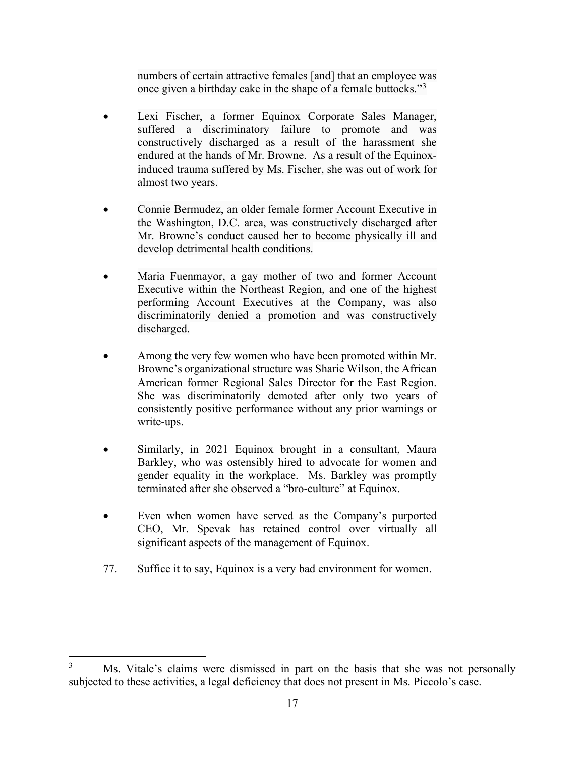numbers of certain attractive females [and] that an employee was once given a birthday cake in the shape of a female buttocks."[3]

- Lexi Fischer, a former Equinox Corporate Sales Manager, suffered a discriminatory failure to promote and was constructively discharged as a result of the harassment she endured at the hands of Mr. Browne. As a result of the Equinox-induced trauma suffered by Ms. Fischer, she was out of work for almost two years.

- Connie Bermudez, an older female former Account Executive in the Washington, D.C. area, was constructively discharged after Mr. Browne's conduct caused her to become physically ill and develop detrimental health conditions.

- Maria Fuenmayor, a gay mother of two and former Account Executive within the Northeast Region, and one of the highest performing Account Executives at the Company, was also discriminatorily denied a promotion and was constructively discharged.

- Among the very few women who have been promoted within Mr. Browne's organizational structure was Sharie Wilson, the African American former Regional Sales Director for the East Region. She was discriminatorily demoted after only two years of consistently positive performance without any prior warnings or write-ups.

- Similarly, in 2021 Equinox brought in a consultant, Maura Barkley, who was ostensibly hired to advocate for women and gender equality in the workplace. Ms. Barkley was promptly terminated after she observed a "bro-culture" at Equinox.

- Even when women have served as the Company's purported CEO, Mr. Spevak has retained control over virtually all significant aspects of the management of Equinox.

77. Suffice it to say, Equinox is a very bad environment for women.

---

[3] Ms. Vitale's claims were dismissed in part on the basis that she was not personally subjected to these activities, a legal deficiency that does not present in Ms. Piccolo's case.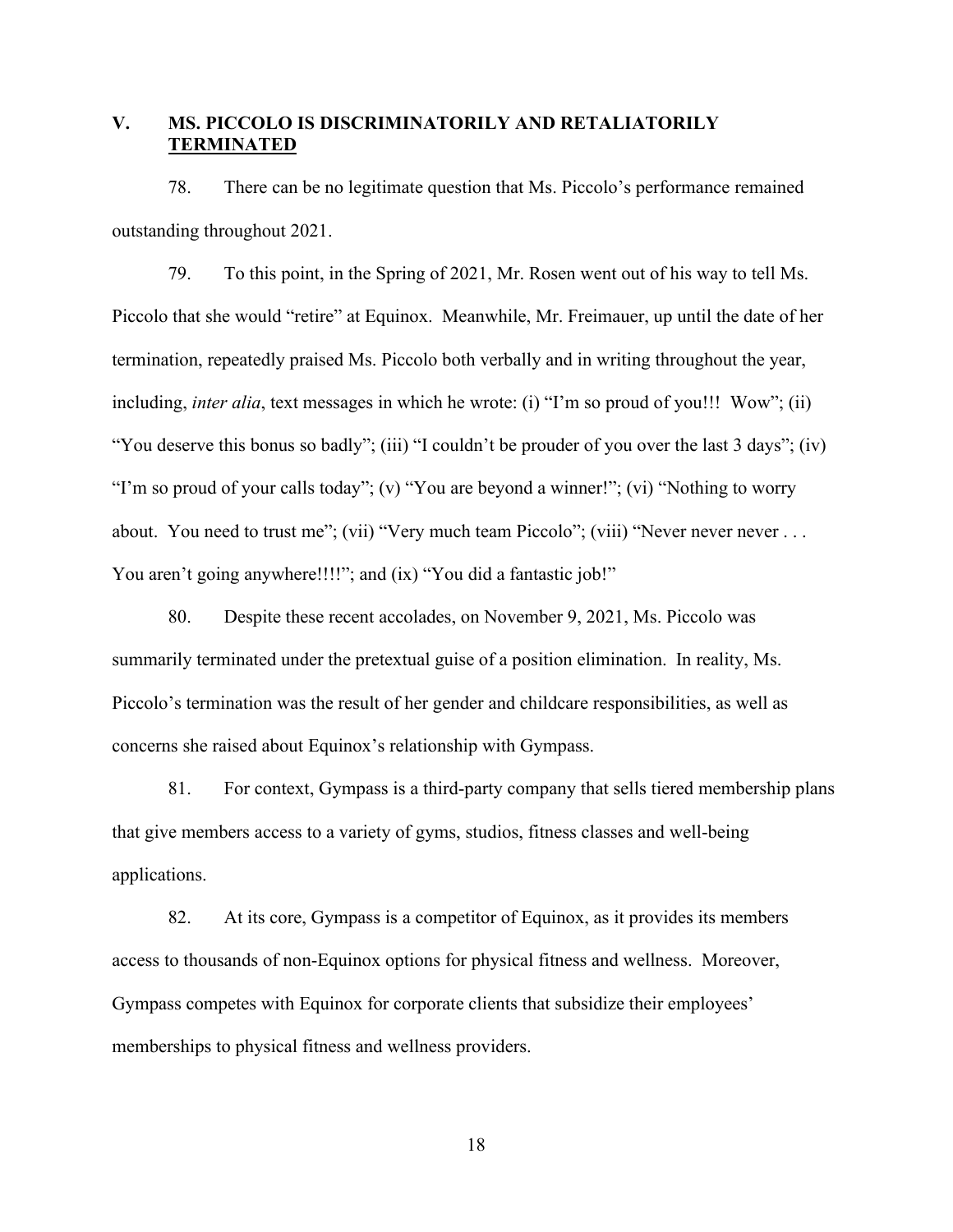## V. MS. PICCOLO IS DISCRIMINATORILY AND RETALIATORILY <u>TERMINATED</u>

78. There can be no legitimate question that Ms. Piccolo's performance remained outstanding throughout 2021.

79. To this point, in the Spring of 2021, Mr. Rosen went out of his way to tell Ms. Piccolo that she would "retire" at Equinox. Meanwhile, Mr. Freimauer, up until the date of her termination, repeatedly praised Ms. Piccolo both verbally and in writing throughout the year, including, *inter alia*, text messages in which he wrote: (i) "I'm so proud of you!!! Wow"; (ii) "You deserve this bonus so badly"; (iii) "I couldn't be prouder of you over the last 3 days"; (iv) "I'm so proud of your calls today"; (v) "You are beyond a winner!"; (vi) "Nothing to worry about. You need to trust me"; (vii) "Very much team Piccolo"; (viii) "Never never never . . . You aren't going anywhere!!!!"; and (ix) "You did a fantastic job!"

80. Despite these recent accolades, on November 9, 2021, Ms. Piccolo was summarily terminated under the pretextual guise of a position elimination. In reality, Ms. Piccolo's termination was the result of her gender and childcare responsibilities, as well as concerns she raised about Equinox's relationship with Gympass.

81. For context, Gympass is a third-party company that sells tiered membership plans that give members access to a variety of gyms, studios, fitness classes and well-being applications.

82. At its core, Gympass is a competitor of Equinox, as it provides its members access to thousands of non-Equinox options for physical fitness and wellness. Moreover, Gympass competes with Equinox for corporate clients that subsidize their employees' memberships to physical fitness and wellness providers.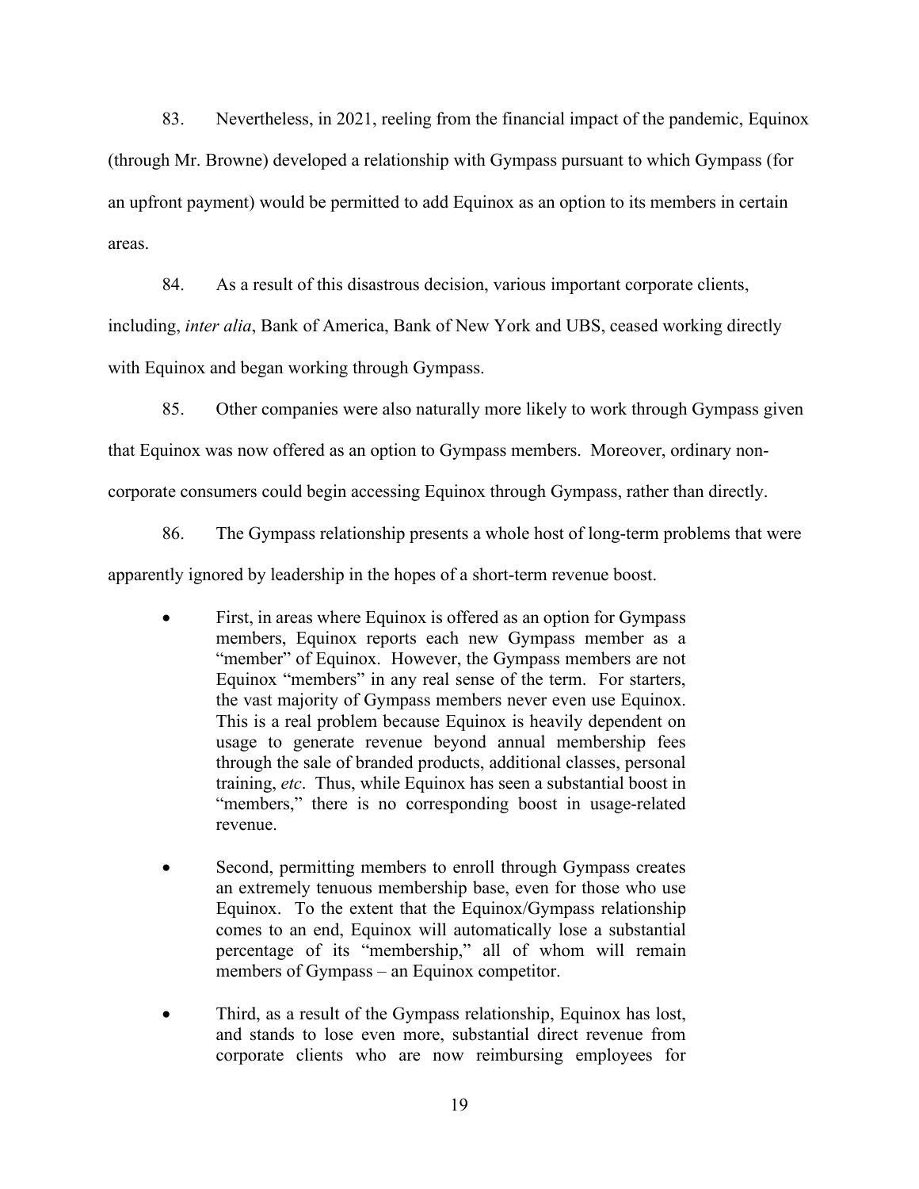83. Nevertheless, in 2021, reeling from the financial impact of the pandemic, Equinox (through Mr. Browne) developed a relationship with Gympass pursuant to which Gympass (for an upfront payment) would be permitted to add Equinox as an option to its members in certain areas.

84. As a result of this disastrous decision, various important corporate clients, including, *inter alia*, Bank of America, Bank of New York and UBS, ceased working directly with Equinox and began working through Gympass.

85. Other companies were also naturally more likely to work through Gympass given that Equinox was now offered as an option to Gympass members. Moreover, ordinary non-corporate consumers could begin accessing Equinox through Gympass, rather than directly.

86. The Gympass relationship presents a whole host of long-term problems that were apparently ignored by leadership in the hopes of a short-term revenue boost.

- First, in areas where Equinox is offered as an option for Gympass members, Equinox reports each new Gympass member as a "member" of Equinox. However, the Gympass members are not Equinox "members" in any real sense of the term. For starters, the vast majority of Gympass members never even use Equinox. This is a real problem because Equinox is heavily dependent on usage to generate revenue beyond annual membership fees through the sale of branded products, additional classes, personal training, *etc*. Thus, while Equinox has seen a substantial boost in "members," there is no corresponding boost in usage-related revenue.

- Second, permitting members to enroll through Gympass creates an extremely tenuous membership base, even for those who use Equinox. To the extent that the Equinox/Gympass relationship comes to an end, Equinox will automatically lose a substantial percentage of its "membership," all of whom will remain members of Gympass – an Equinox competitor.

- Third, as a result of the Gympass relationship, Equinox has lost, and stands to lose even more, substantial direct revenue from corporate clients who are now reimbursing employees for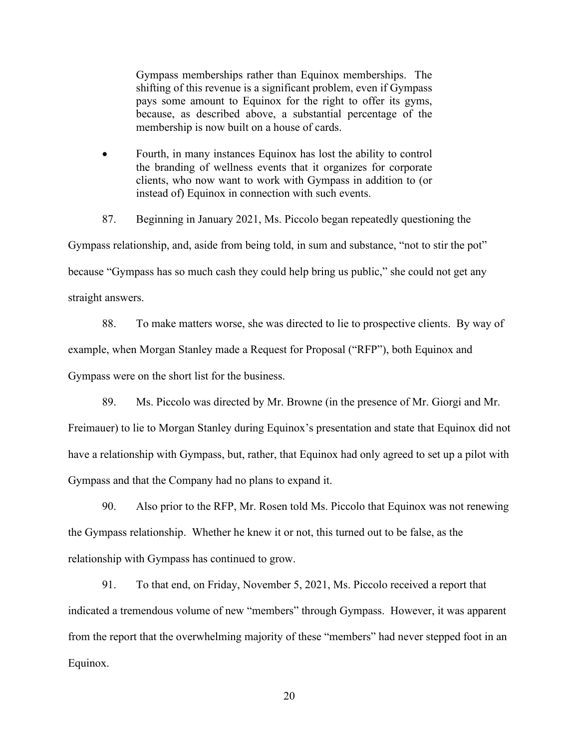> Gympass memberships rather than Equinox memberships. The shifting of this revenue is a significant problem, even if Gympass pays some amount to Equinox for the right to offer its gyms, because, as described above, a substantial percentage of the membership is now built on a house of cards.
>
> - Fourth, in many instances Equinox has lost the ability to control the branding of wellness events that it organizes for corporate clients, who now want to work with Gympass in addition to (or instead of) Equinox in connection with such events.

87. Beginning in January 2021, Ms. Piccolo began repeatedly questioning the Gympass relationship, and, aside from being told, in sum and substance, "not to stir the pot" because "Gympass has so much cash they could help bring us public," she could not get any straight answers.

88. To make matters worse, she was directed to lie to prospective clients. By way of example, when Morgan Stanley made a Request for Proposal ("RFP"), both Equinox and Gympass were on the short list for the business.

89. Ms. Piccolo was directed by Mr. Browne (in the presence of Mr. Giorgi and Mr. Freimauer) to lie to Morgan Stanley during Equinox's presentation and state that Equinox did not have a relationship with Gympass, but, rather, that Equinox had only agreed to set up a pilot with Gympass and that the Company had no plans to expand it.

90. Also prior to the RFP, Mr. Rosen told Ms. Piccolo that Equinox was not renewing the Gympass relationship. Whether he knew it or not, this turned out to be false, as the relationship with Gympass has continued to grow.

91. To that end, on Friday, November 5, 2021, Ms. Piccolo received a report that indicated a tremendous volume of new "members" through Gympass. However, it was apparent from the report that the overwhelming majority of these "members" had never stepped foot in an Equinox.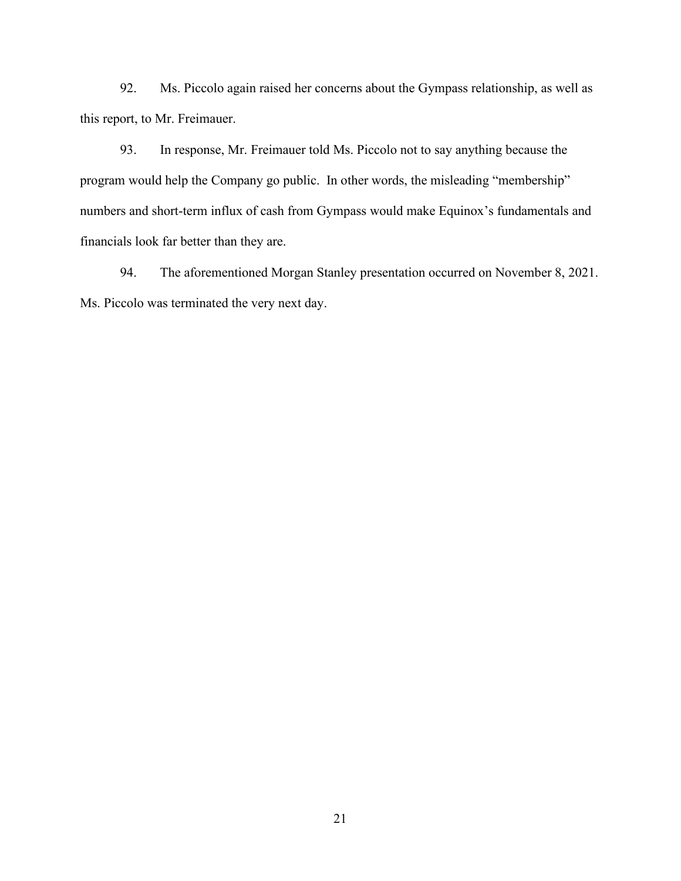92. Ms. Piccolo again raised her concerns about the Gympass relationship, as well as this report, to Mr. Freimauer.

93. In response, Mr. Freimauer told Ms. Piccolo not to say anything because the program would help the Company go public. In other words, the misleading "membership" numbers and short-term influx of cash from Gympass would make Equinox's fundamentals and financials look far better than they are.

94. The aforementioned Morgan Stanley presentation occurred on November 8, 2021. Ms. Piccolo was terminated the very next day.